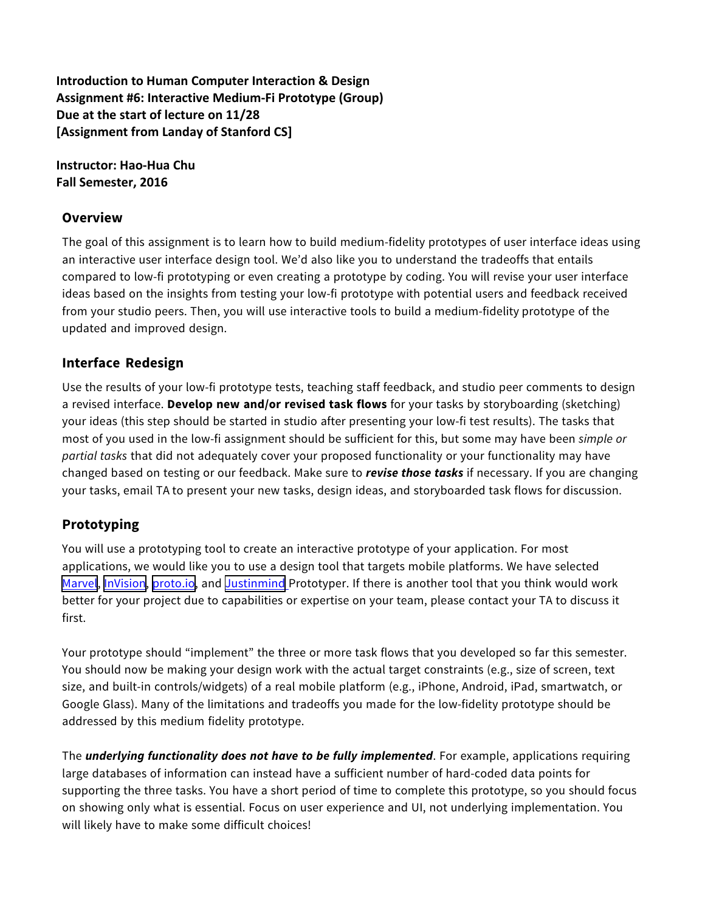**Introduction to Human Computer Interaction & Design**
**Assignment #6: Interactive Medium-Fi Prototype (Group)**
**Due at the start of lecture on 11/28**
**[Assignment from Landay of Stanford CS]**

**Instructor: Hao-Hua Chu**
**Fall Semester, 2016**

## Overview

The goal of this assignment is to learn how to build medium-fidelity prototypes of user interface ideas using an interactive user interface design tool. We'd also like you to understand the tradeoffs that entails compared to low-fi prototyping or even creating a prototype by coding. You will revise your user interface ideas based on the insights from testing your low-fi prototype with potential users and feedback received from your studio peers. Then, you will use interactive tools to build a medium-fidelity prototype of the updated and improved design.

## Interface Redesign

Use the results of your low-fi prototype tests, teaching staff feedback, and studio peer comments to design a revised interface. **Develop new and/or revised task flows** for your tasks by storyboarding (sketching) your ideas (this step should be started in studio after presenting your low-fi test results). The tasks that most of you used in the low-fi assignment should be sufficient for this, but some may have been *simple or partial tasks* that did not adequately cover your proposed functionality or your functionality may have changed based on testing or our feedback. Make sure to ***revise those tasks*** if necessary. If you are changing your tasks, email TA to present your new tasks, design ideas, and storyboarded task flows for discussion.

## Prototyping

You will use a prototyping tool to create an interactive prototype of your application. For most applications, we would like you to use a design tool that targets mobile platforms. We have selected Marvel, InVision, proto.io, and Justinmind Prototyper. If there is another tool that you think would work better for your project due to capabilities or expertise on your team, please contact your TA to discuss it first.

Your prototype should "implement" the three or more task flows that you developed so far this semester. You should now be making your design work with the actual target constraints (e.g., size of screen, text size, and built-in controls/widgets) of a real mobile platform (e.g., iPhone, Android, iPad, smartwatch, or Google Glass). Many of the limitations and tradeoffs you made for the low-fidelity prototype should be addressed by this medium fidelity prototype.

The ***underlying functionality does not have to be fully implemented***. For example, applications requiring large databases of information can instead have a sufficient number of hard-coded data points for supporting the three tasks. You have a short period of time to complete this prototype, so you should focus on showing only what is essential. Focus on user experience and UI, not underlying implementation. You will likely have to make some difficult choices!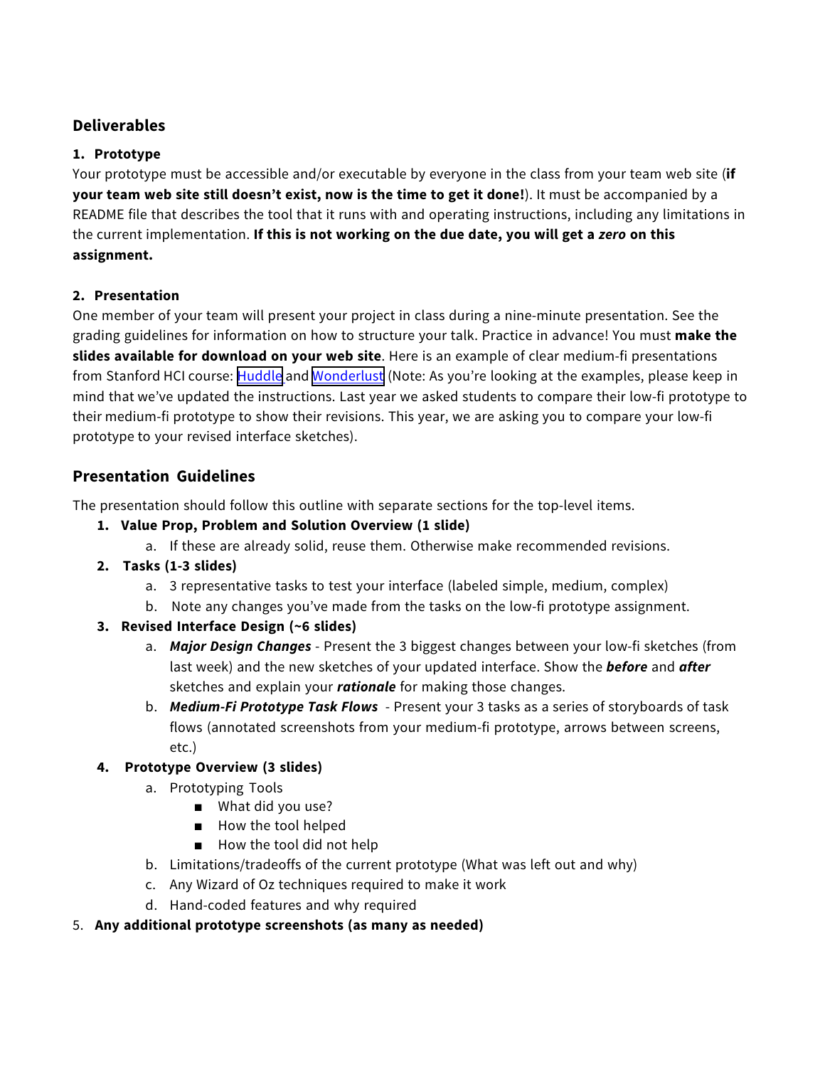## Deliverables

### 1. Prototype

Your prototype must be accessible and/or executable by everyone in the class from your team web site (**if your team web site still doesn't exist, now is the time to get it done!**). It must be accompanied by a README file that describes the tool that it runs with and operating instructions, including any limitations in the current implementation. **If this is not working on the due date, you will get a *zero* on this assignment.**

### 2. Presentation

One member of your team will present your project in class during a nine-minute presentation. See the grading guidelines for information on how to structure your talk. Practice in advance! You must **make the slides available for download on your web site**. Here is an example of clear medium-fi presentations from Stanford HCI course: Huddle and Wonderlust (Note: As you're looking at the examples, please keep in mind that we've updated the instructions. Last year we asked students to compare their low-fi prototype to their medium-fi prototype to show their revisions. This year, we are asking you to compare your low-fi prototype to your revised interface sketches).

## Presentation Guidelines

The presentation should follow this outline with separate sections for the top-level items.

1. **Value Prop, Problem and Solution Overview (1 slide)**
   a. If these are already solid, reuse them. Otherwise make recommended revisions.
2. **Tasks (1-3 slides)**
   a. 3 representative tasks to test your interface (labeled simple, medium, complex)
   b. Note any changes you've made from the tasks on the low-fi prototype assignment.
3. **Revised Interface Design (~6 slides)**
   a. ***Major Design Changes*** - Present the 3 biggest changes between your low-fi sketches (from last week) and the new sketches of your updated interface. Show the ***before*** and ***after*** sketches and explain your ***rationale*** for making those changes.
   b. ***Medium-Fi Prototype Task Flows*** - Present your 3 tasks as a series of storyboards of task flows (annotated screenshots from your medium-fi prototype, arrows between screens, etc.)
4. **Prototype Overview (3 slides)**
   a. Prototyping Tools
      - What did you use?
      - How the tool helped
      - How the tool did not help
   b. Limitations/tradeoffs of the current prototype (What was left out and why)
   c. Any Wizard of Oz techniques required to make it work
   d. Hand-coded features and why required
5. **Any additional prototype screenshots (as many as needed)**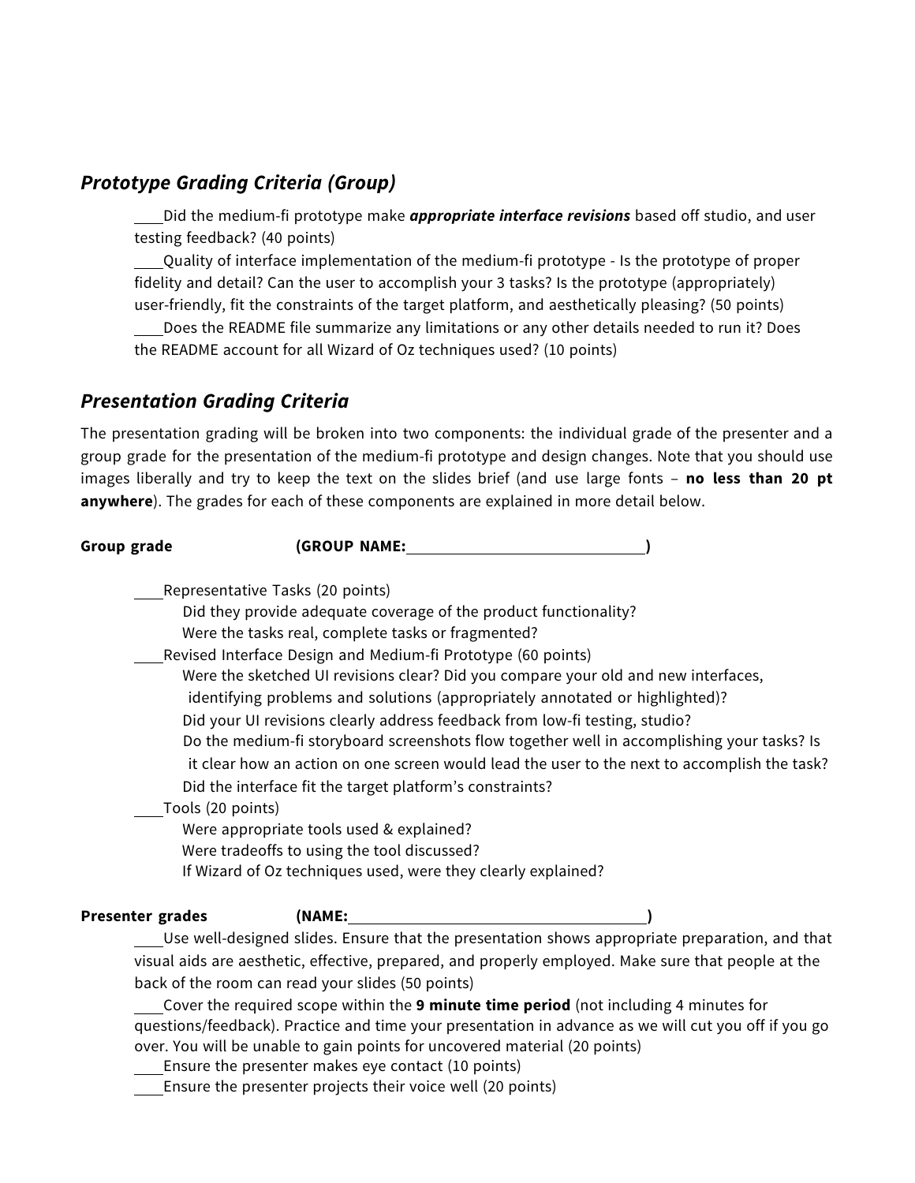## *Prototype Grading Criteria (Group)*

\_\_\_\_Did the medium-fi prototype make ***appropriate interface revisions*** based off studio, and user testing feedback? (40 points)

\_\_\_\_Quality of interface implementation of the medium-fi prototype - Is the prototype of proper fidelity and detail? Can the user to accomplish your 3 tasks? Is the prototype (appropriately) user-friendly, fit the constraints of the target platform, and aesthetically pleasing? (50 points)

\_\_\_\_Does the README file summarize any limitations or any other details needed to run it? Does the README account for all Wizard of Oz techniques used? (10 points)

## *Presentation Grading Criteria*

The presentation grading will be broken into two components: the individual grade of the presenter and a group grade for the presentation of the medium-fi prototype and design changes. Note that you should use images liberally and try to keep the text on the slides brief (and use large fonts – **no less than 20 pt anywhere**). The grades for each of these components are explained in more detail below.

**Group grade** **(GROUP NAME:\_\_\_\_\_\_\_\_\_\_\_\_\_\_\_\_\_\_\_\_\_\_\_\_\_\_\_\_\_\_)**

\_\_\_\_Representative Tasks (20 points)

- Did they provide adequate coverage of the product functionality?
- Were the tasks real, complete tasks or fragmented?

\_\_\_\_Revised Interface Design and Medium-fi Prototype (60 points)

- Were the sketched UI revisions clear? Did you compare your old and new interfaces, identifying problems and solutions (appropriately annotated or highlighted)?
- Did your UI revisions clearly address feedback from low-fi testing, studio?
- Do the medium-fi storyboard screenshots flow together well in accomplishing your tasks? Is it clear how an action on one screen would lead the user to the next to accomplish the task?
- Did the interface fit the target platform's constraints?

\_\_\_\_Tools (20 points)

- Were appropriate tools used & explained?
- Were tradeoffs to using the tool discussed?
- If Wizard of Oz techniques used, were they clearly explained?

**Presenter grades** **(NAME:\_\_\_\_\_\_\_\_\_\_\_\_\_\_\_\_\_\_\_\_\_\_\_\_\_\_\_\_\_\_\_\_\_\_\_\_\_\_)**

\_\_\_\_Use well-designed slides. Ensure that the presentation shows appropriate preparation, and that visual aids are aesthetic, effective, prepared, and properly employed. Make sure that people at the back of the room can read your slides (50 points)

\_\_\_\_Cover the required scope within the **9 minute time period** (not including 4 minutes for questions/feedback). Practice and time your presentation in advance as we will cut you off if you go over. You will be unable to gain points for uncovered material (20 points)

\_\_\_\_Ensure the presenter makes eye contact (10 points)

\_\_\_\_Ensure the presenter projects their voice well (20 points)